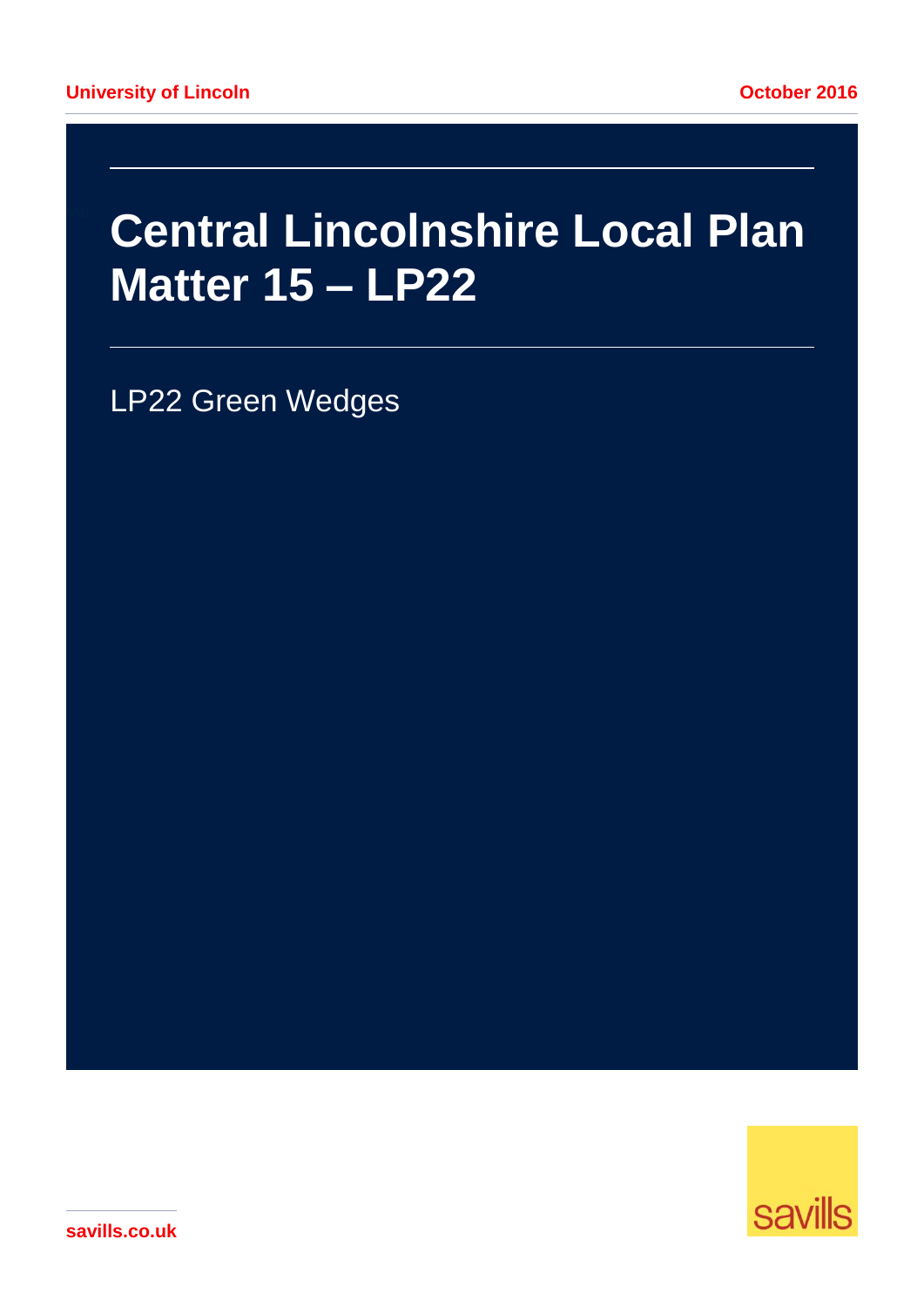University of Lincoln

October 2016

# Central Lincolnshire Local Plan Matter 15 – LP22

LP22 Green Wedges

savills.co.uk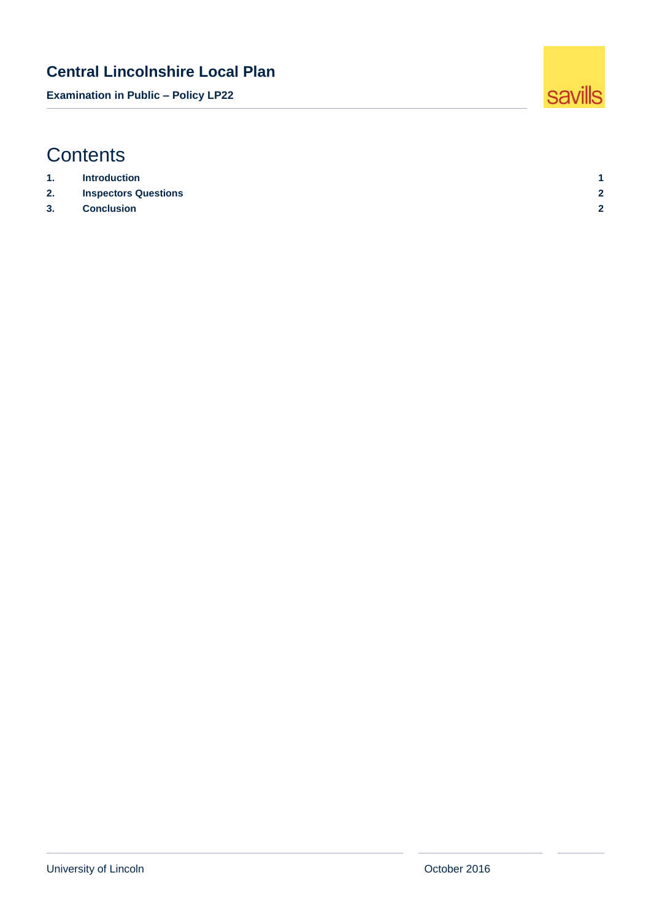# Contents

| | | |
|---|---|---|
| **1.** | **Introduction** | **1** |
| **2.** | **Inspectors Questions** | **2** |
| **3.** | **Conclusion** | **2** |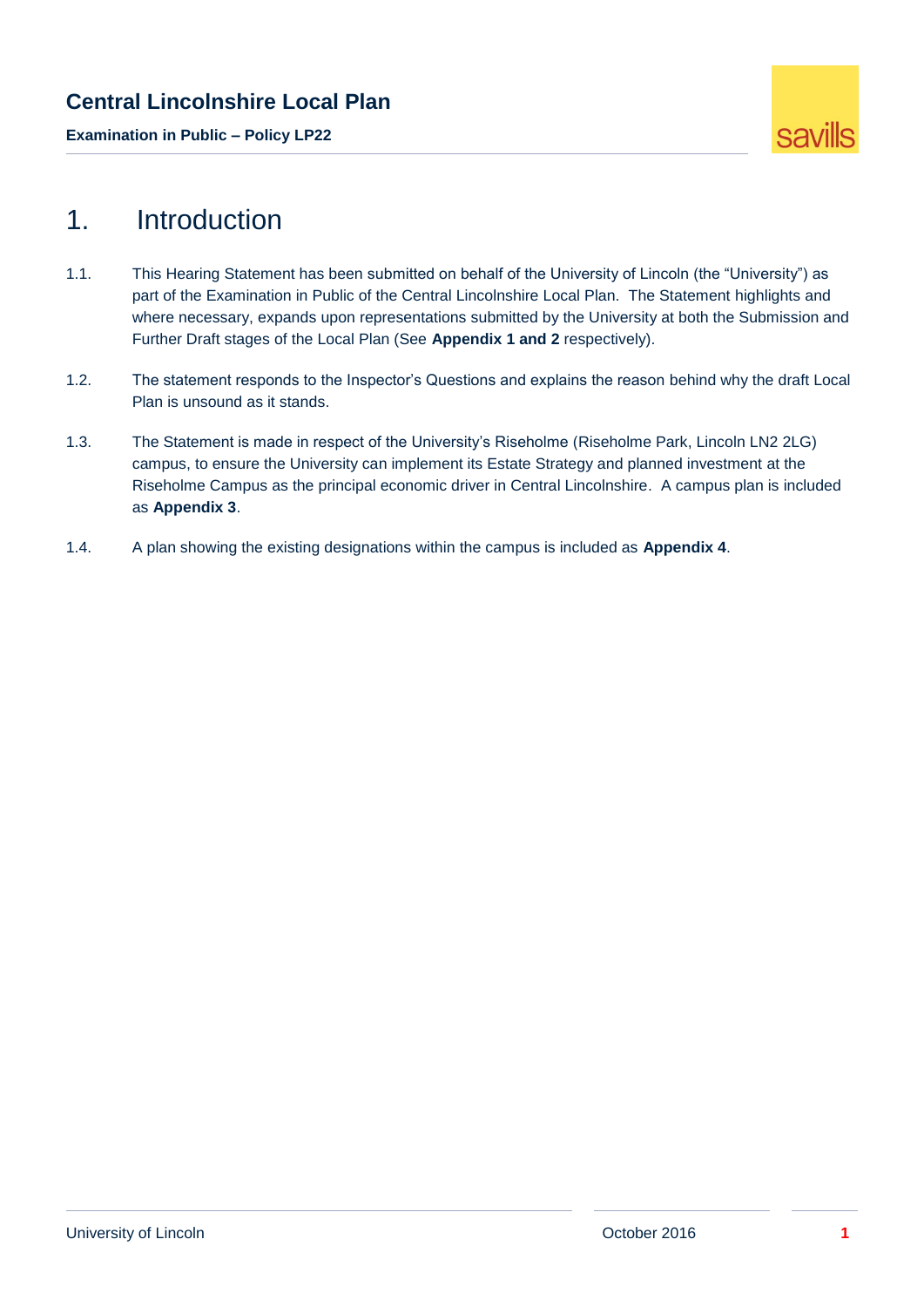# 1. Introduction

1.1. This Hearing Statement has been submitted on behalf of the University of Lincoln (the "University") as part of the Examination in Public of the Central Lincolnshire Local Plan. The Statement highlights and where necessary, expands upon representations submitted by the University at both the Submission and Further Draft stages of the Local Plan (See **Appendix 1 and 2** respectively).

1.2. The statement responds to the Inspector's Questions and explains the reason behind why the draft Local Plan is unsound as it stands.

1.3. The Statement is made in respect of the University's Riseholme (Riseholme Park, Lincoln LN2 2LG) campus, to ensure the University can implement its Estate Strategy and planned investment at the Riseholme Campus as the principal economic driver in Central Lincolnshire. A campus plan is included as **Appendix 3**.

1.4. A plan showing the existing designations within the campus is included as **Appendix 4**.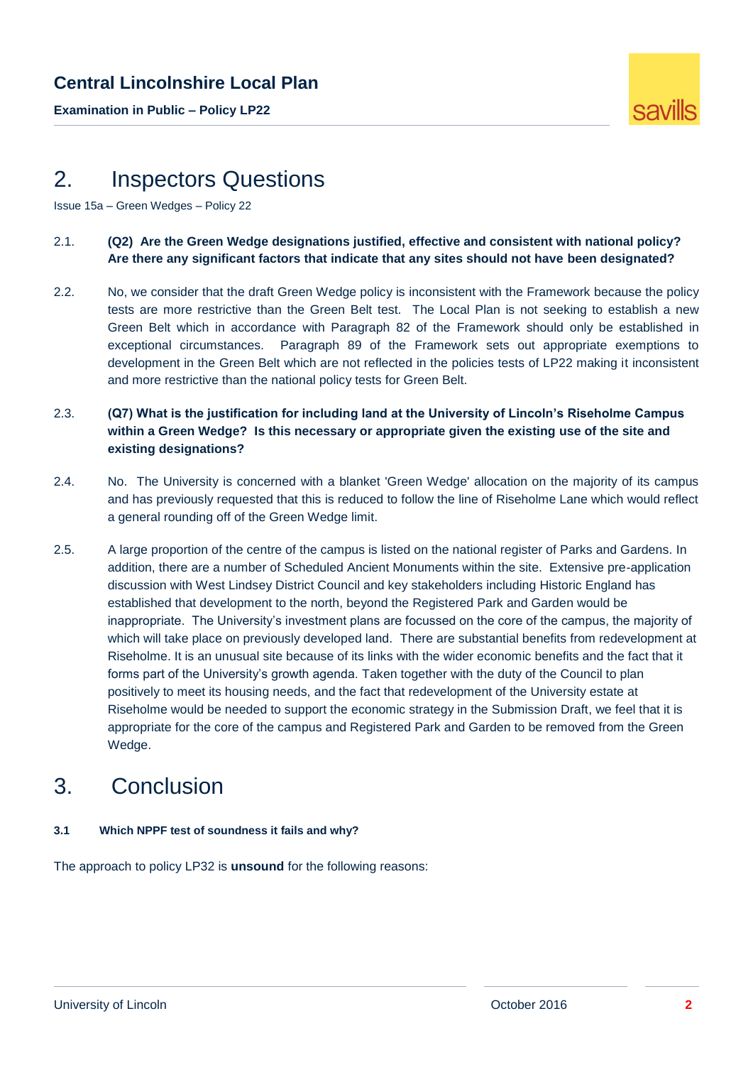## 2. Inspectors Questions

Issue 15a – Green Wedges – Policy 22

2.1. **(Q2) Are the Green Wedge designations justified, effective and consistent with national policy? Are there any significant factors that indicate that any sites should not have been designated?**

2.2. No, we consider that the draft Green Wedge policy is inconsistent with the Framework because the policy tests are more restrictive than the Green Belt test. The Local Plan is not seeking to establish a new Green Belt which in accordance with Paragraph 82 of the Framework should only be established in exceptional circumstances. Paragraph 89 of the Framework sets out appropriate exemptions to development in the Green Belt which are not reflected in the policies tests of LP22 making it inconsistent and more restrictive than the national policy tests for Green Belt.

2.3. **(Q7) What is the justification for including land at the University of Lincoln's Riseholme Campus within a Green Wedge? Is this necessary or appropriate given the existing use of the site and existing designations?**

2.4. No. The University is concerned with a blanket 'Green Wedge' allocation on the majority of its campus and has previously requested that this is reduced to follow the line of Riseholme Lane which would reflect a general rounding off of the Green Wedge limit.

2.5. A large proportion of the centre of the campus is listed on the national register of Parks and Gardens. In addition, there are a number of Scheduled Ancient Monuments within the site. Extensive pre-application discussion with West Lindsey District Council and key stakeholders including Historic England has established that development to the north, beyond the Registered Park and Garden would be inappropriate. The University's investment plans are focussed on the core of the campus, the majority of which will take place on previously developed land. There are substantial benefits from redevelopment at Riseholme. It is an unusual site because of its links with the wider economic benefits and the fact that it forms part of the University's growth agenda. Taken together with the duty of the Council to plan positively to meet its housing needs, and the fact that redevelopment of the University estate at Riseholme would be needed to support the economic strategy in the Submission Draft, we feel that it is appropriate for the core of the campus and Registered Park and Garden to be removed from the Green Wedge.

## 3. Conclusion

**3.1 Which NPPF test of soundness it fails and why?**

The approach to policy LP32 is **unsound** for the following reasons: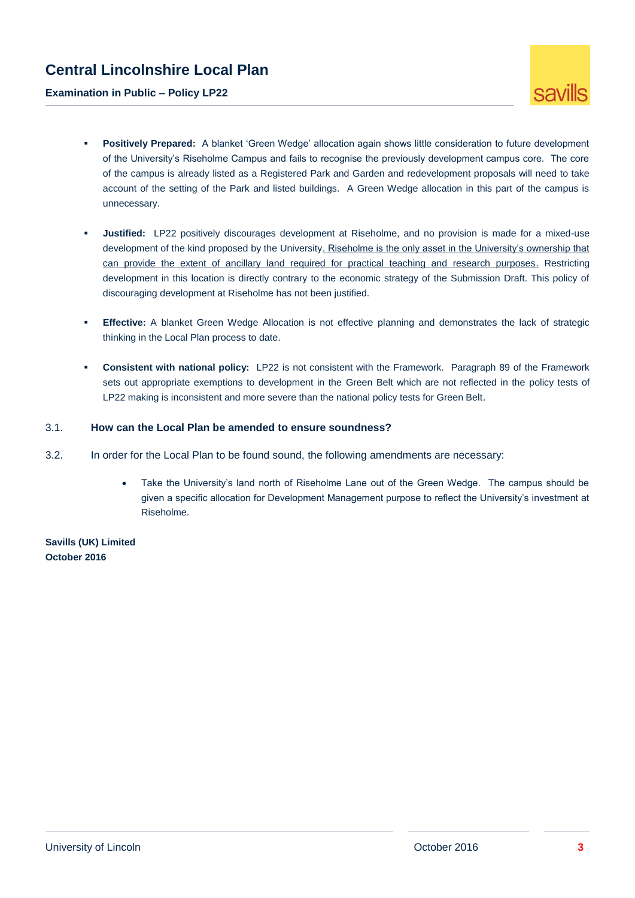- **Positively Prepared:** A blanket 'Green Wedge' allocation again shows little consideration to future development of the University's Riseholme Campus and fails to recognise the previously development campus core. The core of the campus is already listed as a Registered Park and Garden and redevelopment proposals will need to take account of the setting of the Park and listed buildings. A Green Wedge allocation in this part of the campus is unnecessary.

- **Justified:** LP22 positively discourages development at Riseholme, and no provision is made for a mixed-use development of the kind proposed by the University. Riseholme is the only asset in the University's ownership that can provide the extent of ancillary land required for practical teaching and research purposes. Restricting development in this location is directly contrary to the economic strategy of the Submission Draft. This policy of discouraging development at Riseholme has not been justified.

- **Effective:** A blanket Green Wedge Allocation is not effective planning and demonstrates the lack of strategic thinking in the Local Plan process to date.

- **Consistent with national policy:** LP22 is not consistent with the Framework. Paragraph 89 of the Framework sets out appropriate exemptions to development in the Green Belt which are not reflected in the policy tests of LP22 making is inconsistent and more severe than the national policy tests for Green Belt.

3.1. **How can the Local Plan be amended to ensure soundness?**

3.2. In order for the Local Plan to be found sound, the following amendments are necessary:

- Take the University's land north of Riseholme Lane out of the Green Wedge. The campus should be given a specific allocation for Development Management purpose to reflect the University's investment at Riseholme.

**Savills (UK) Limited**
**October 2016**